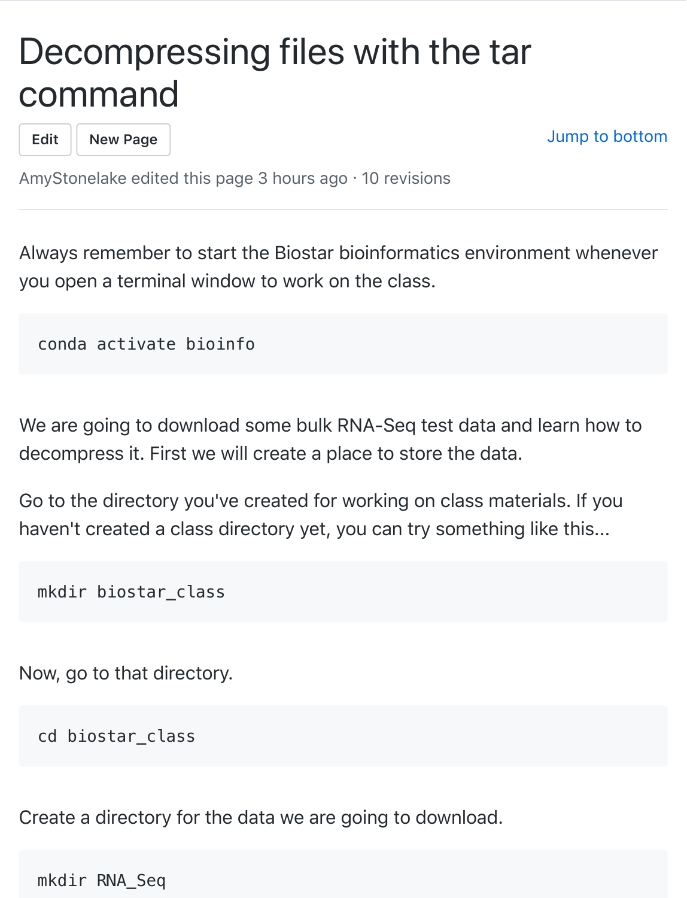# Decompressing files with the tar command

Edit New Page Jump to bottom

AmyStonelake edited this page 3 hours ago · 10 revisions

Always remember to start the Biostar bioinformatics environment whenever you open a terminal window to work on the class.

```
conda activate bioinfo
```

We are going to download some bulk RNA-Seq test data and learn how to decompress it. First we will create a place to store the data.

Go to the directory you've created for working on class materials. If you haven't created a class directory yet, you can try something like this...

```
mkdir biostar_class
```

Now, go to that directory.

```
cd biostar_class
```

Create a directory for the data we are going to download.

```
mkdir RNA_Seq
```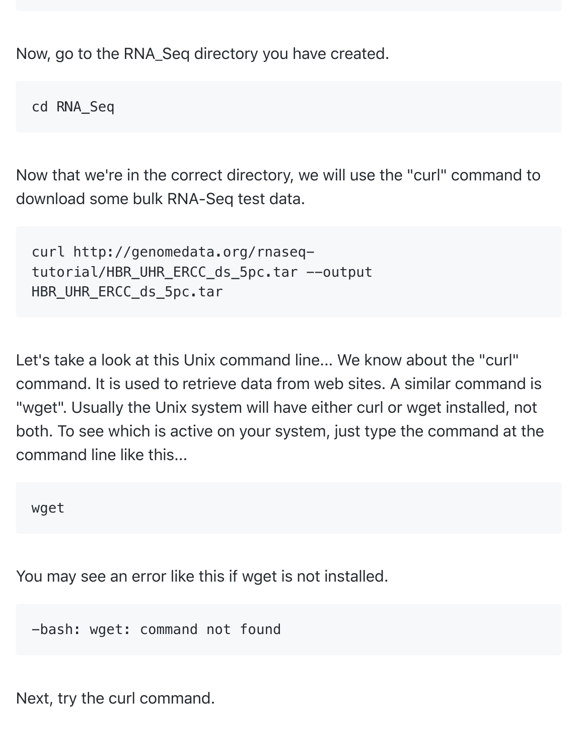Now, go to the RNA_Seq directory you have created.

```
cd RNA_Seq
```

Now that we're in the correct directory, we will use the "curl" command to download some bulk RNA-Seq test data.

```
curl http://genomedata.org/rnaseq-tutorial/HBR_UHR_ERCC_ds_5pc.tar --output HBR_UHR_ERCC_ds_5pc.tar
```

Let's take a look at this Unix command line... We know about the "curl" command. It is used to retrieve data from web sites. A similar command is "wget". Usually the Unix system will have either curl or wget installed, not both. To see which is active on your system, just type the command at the command line like this...

```
wget
```

You may see an error like this if wget is not installed.

```
-bash: wget: command not found
```

Next, try the curl command.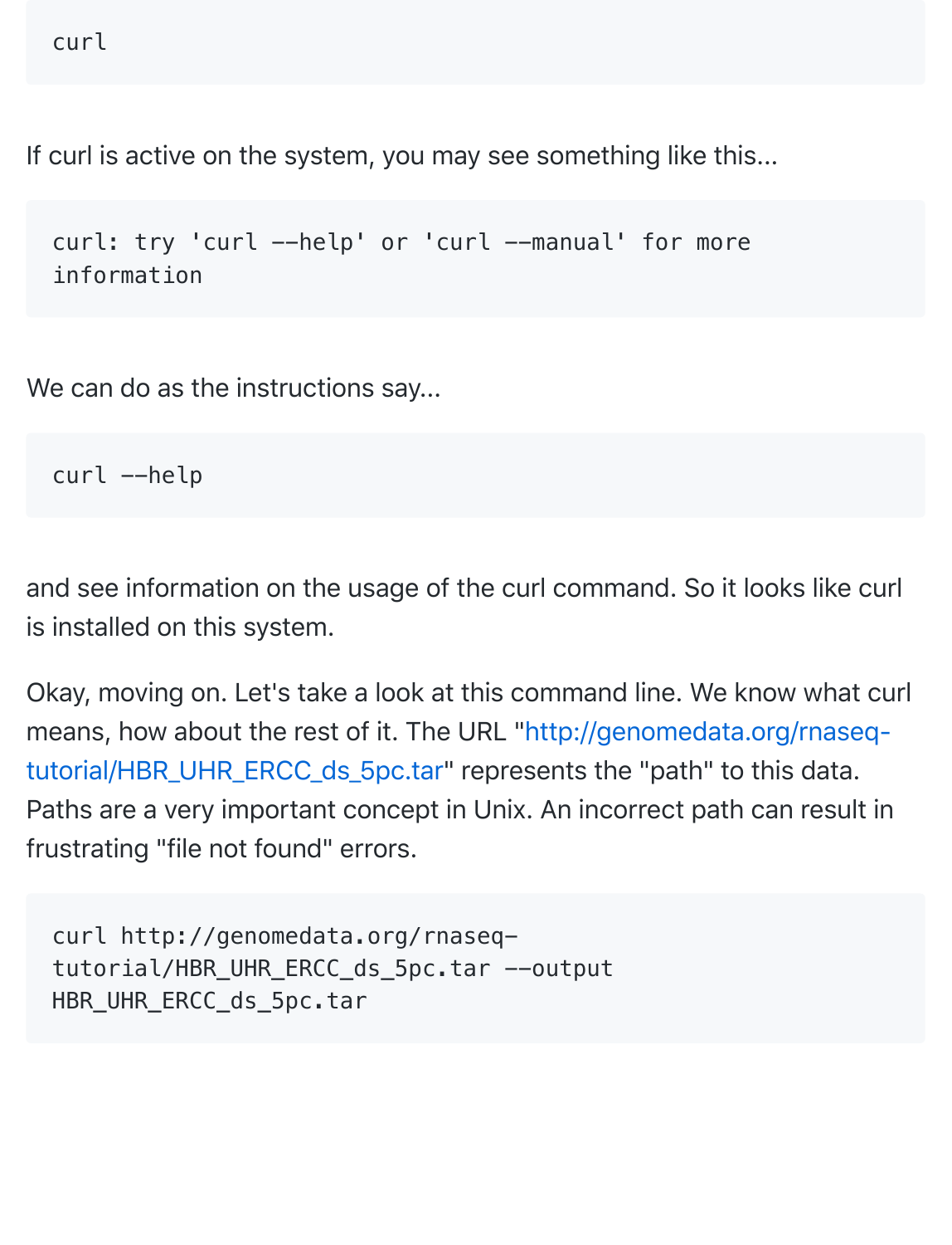```
curl
```

If curl is active on the system, you may see something like this...

```
curl: try 'curl --help' or 'curl --manual' for more
information
```

We can do as the instructions say...

```
curl --help
```

and see information on the usage of the curl command. So it looks like curl is installed on this system.

Okay, moving on. Let's take a look at this command line. We know what curl means, how about the rest of it. The URL "[http://genomedata.org/rnaseq-tutorial/HBR_UHR_ERCC_ds_5pc.tar](http://genomedata.org/rnaseq-tutorial/HBR_UHR_ERCC_ds_5pc.tar)" represents the "path" to this data. Paths are a very important concept in Unix. An incorrect path can result in frustrating "file not found" errors.

```
curl http://genomedata.org/rnaseq-
tutorial/HBR_UHR_ERCC_ds_5pc.tar --output
HBR_UHR_ERCC_ds_5pc.tar
```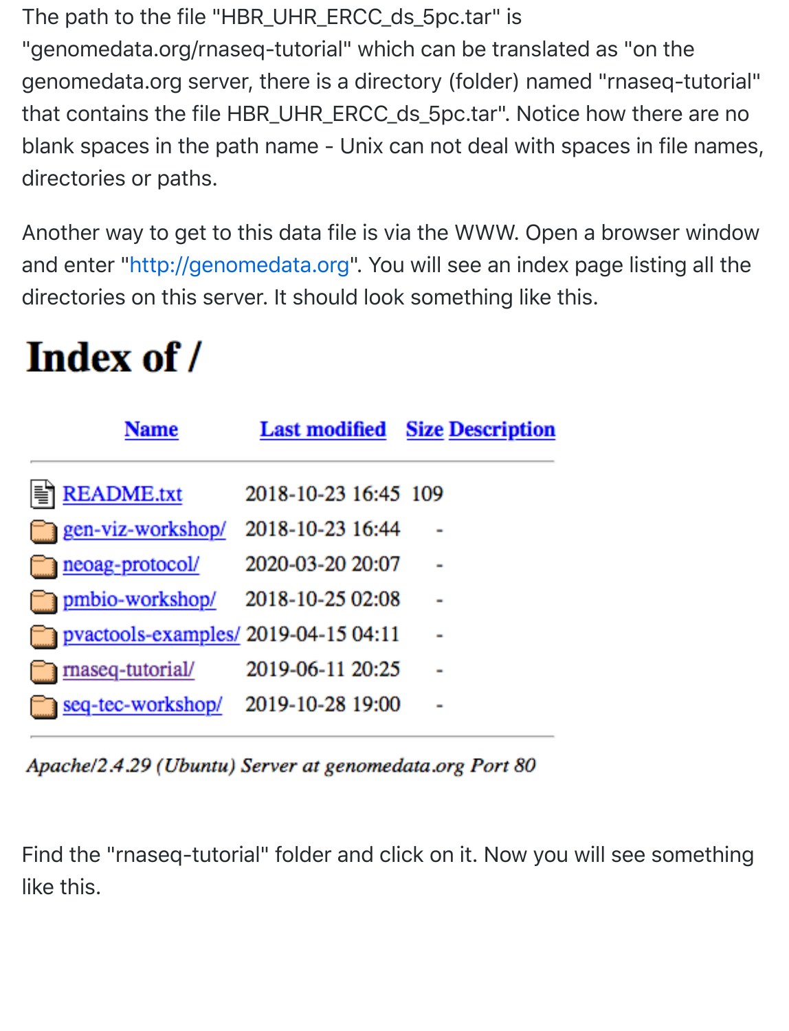The path to the file "HBR_UHR_ERCC_ds_5pc.tar" is "genomedata.org/rnaseq-tutorial" which can be translated as "on the genomedata.org server, there is a directory (folder) named "rnaseq-tutorial" that contains the file HBR_UHR_ERCC_ds_5pc.tar". Notice how there are no blank spaces in the path name - Unix can not deal with spaces in file names, directories or paths.

Another way to get to this data file is via the WWW. Open a browser window and enter "http://genomedata.org". You will see an index page listing all the directories on this server. It should look something like this.

# Index of /

| Name | Last modified | Size | Description |
|---|---|---|---|
| README.txt | 2018-10-23 16:45 | 109 | |
| gen-viz-workshop/ | 2018-10-23 16:44 | - | |
| neoag-protocol/ | 2020-03-20 20:07 | - | |
| pmbio-workshop/ | 2018-10-25 02:08 | - | |
| pvactools-examples/ | 2019-04-15 04:11 | - | |
| rnaseq-tutorial/ | 2019-06-11 20:25 | - | |
| seq-tec-workshop/ | 2019-10-28 19:00 | - | |

*Apache/2.4.29 (Ubuntu) Server at genomedata.org Port 80*

Find the "rnaseq-tutorial" folder and click on it. Now you will see something like this.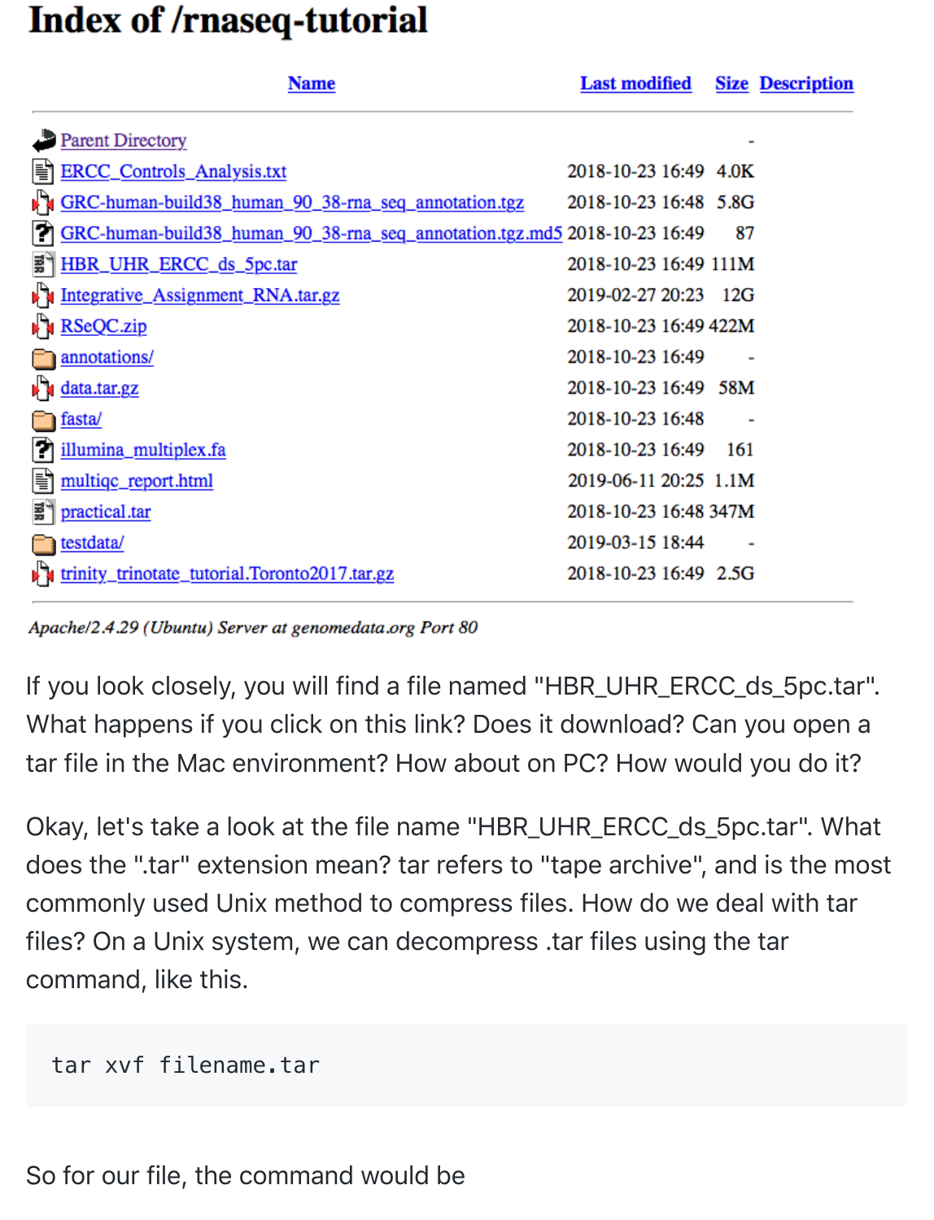# Index of /rnaseq-tutorial

| Name | Last modified | Size | Description |
| --- | --- | --- | --- |
| Parent Directory | | - | |
| ERCC_Controls_Analysis.txt | 2018-10-23 16:49 | 4.0K | |
| GRC-human-build38_human_90_38-rna_seq_annotation.tgz | 2018-10-23 16:48 | 5.8G | |
| GRC-human-build38_human_90_38-rna_seq_annotation.tgz.md5 | 2018-10-23 16:49 | 87 | |
| HBR_UHR_ERCC_ds_5pc.tar | 2018-10-23 16:49 | 111M | |
| Integrative_Assignment_RNA.tar.gz | 2019-02-27 20:23 | 12G | |
| RSeQC.zip | 2018-10-23 16:49 | 422M | |
| annotations/ | 2018-10-23 16:49 | - | |
| data.tar.gz | 2018-10-23 16:49 | 58M | |
| fasta/ | 2018-10-23 16:48 | - | |
| illumina_multiplex.fa | 2018-10-23 16:49 | 161 | |
| multiqc_report.html | 2019-06-11 20:25 | 1.1M | |
| practical.tar | 2018-10-23 16:48 | 347M | |
| testdata/ | 2019-03-15 18:44 | - | |
| trinity_trinotate_tutorial.Toronto2017.tar.gz | 2018-10-23 16:49 | 2.5G | |

*Apache/2.4.29 (Ubuntu) Server at genomedata.org Port 80*

If you look closely, you will find a file named "HBR_UHR_ERCC_ds_5pc.tar". What happens if you click on this link? Does it download? Can you open a tar file in the Mac environment? How about on PC? How would you do it?

Okay, let's take a look at the file name "HBR_UHR_ERCC_ds_5pc.tar". What does the ".tar" extension mean? tar refers to "tape archive", and is the most commonly used Unix method to compress files. How do we deal with tar files? On a Unix system, we can decompress .tar files using the tar command, like this.

```
tar xvf filename.tar
```

So for our file, the command would be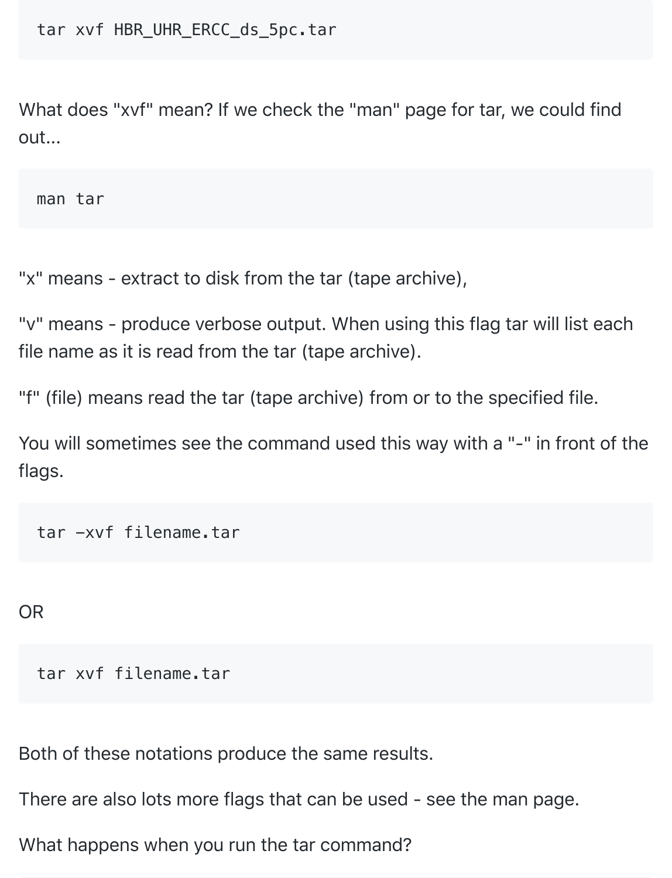```
tar xvf HBR_UHR_ERCC_ds_5pc.tar
```

What does "xvf" mean? If we check the "man" page for tar, we could find out...

```
man tar
```

"x" means - extract to disk from the tar (tape archive),

"v" means - produce verbose output. When using this flag tar will list each file name as it is read from the tar (tape archive).

"f" (file) means read the tar (tape archive) from or to the specified file.

You will sometimes see the command used this way with a "-" in front of the flags.

```
tar -xvf filename.tar
```

OR

```
tar xvf filename.tar
```

Both of these notations produce the same results.

There are also lots more flags that can be used - see the man page.

What happens when you run the tar command?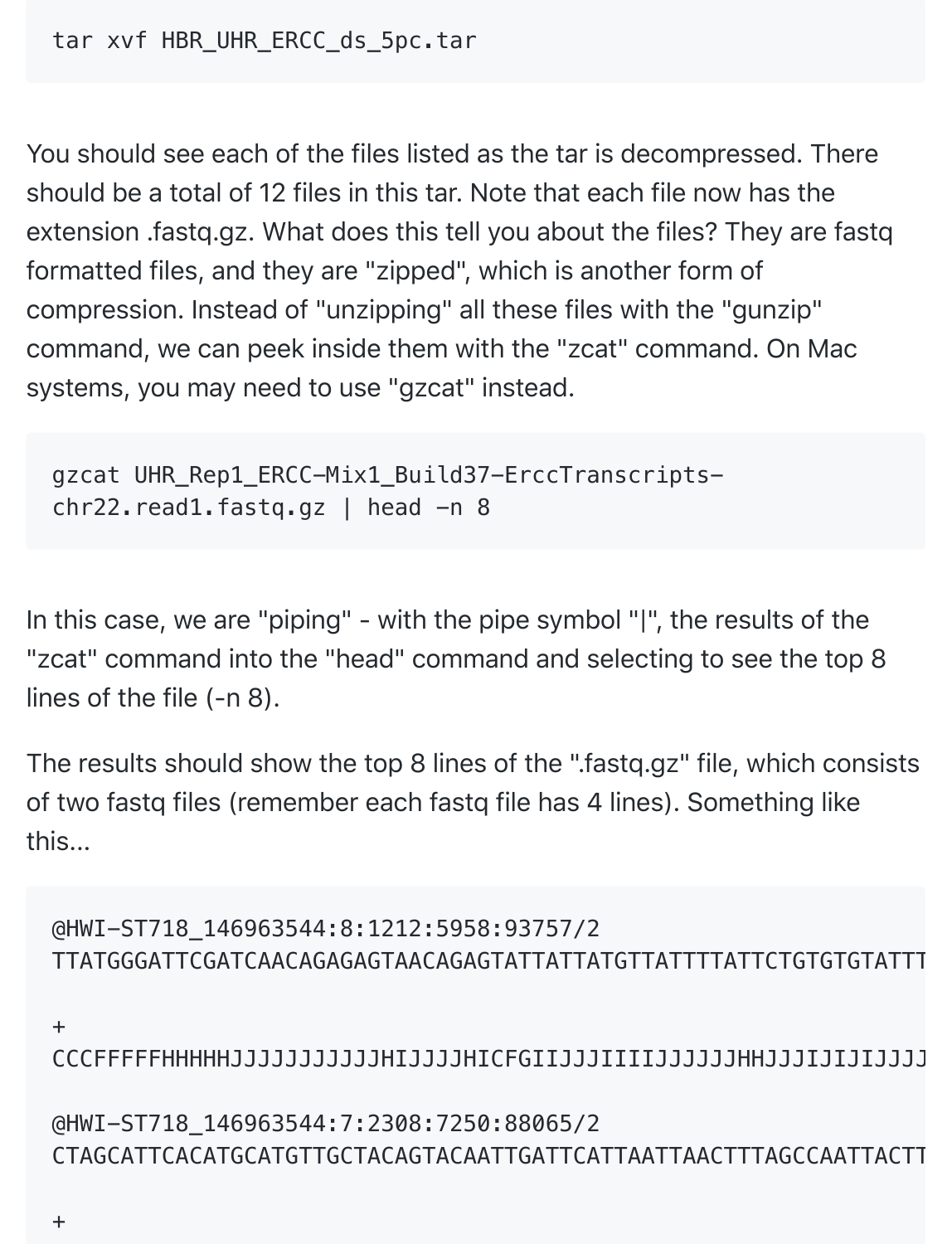```
tar xvf HBR_UHR_ERCC_ds_5pc.tar
```

You should see each of the files listed as the tar is decompressed. There should be a total of 12 files in this tar. Note that each file now has the extension .fastq.gz. What does this tell you about the files? They are fastq formatted files, and they are "zipped", which is another form of compression. Instead of "unzipping" all these files with the "gunzip" command, we can peek inside them with the "zcat" command. On Mac systems, you may need to use "gzcat" instead.

```
gzcat UHR_Rep1_ERCC-Mix1_Build37-ErccTranscripts-
chr22.read1.fastq.gz | head -n 8
```

In this case, we are "piping" - with the pipe symbol "|", the results of the "zcat" command into the "head" command and selecting to see the top 8 lines of the file (-n 8).

The results should show the top 8 lines of the ".fastq.gz" file, which consists of two fastq files (remember each fastq file has 4 lines). Something like this...

```
@HWI-ST718_146963544:8:1212:5958:93757/2
TTATGGGATTCGATCAACAGAGAGTAACAGAGTATTATTATGTTATTTTATTCTGTGTGTATTT

+
CCCFFFFFHHHHHJJJJJJJJJJJHIJJJJHICFGIIJJJIIIIJJJJJJHHJJJIJIJIJJJJ

@HWI-ST718_146963544:7:2308:7250:88065/2
CTAGCATTCACATGCATGTTGCTACAGTACAATTGATTCATTAATTAACTTTAGCCAATTACTT

+
```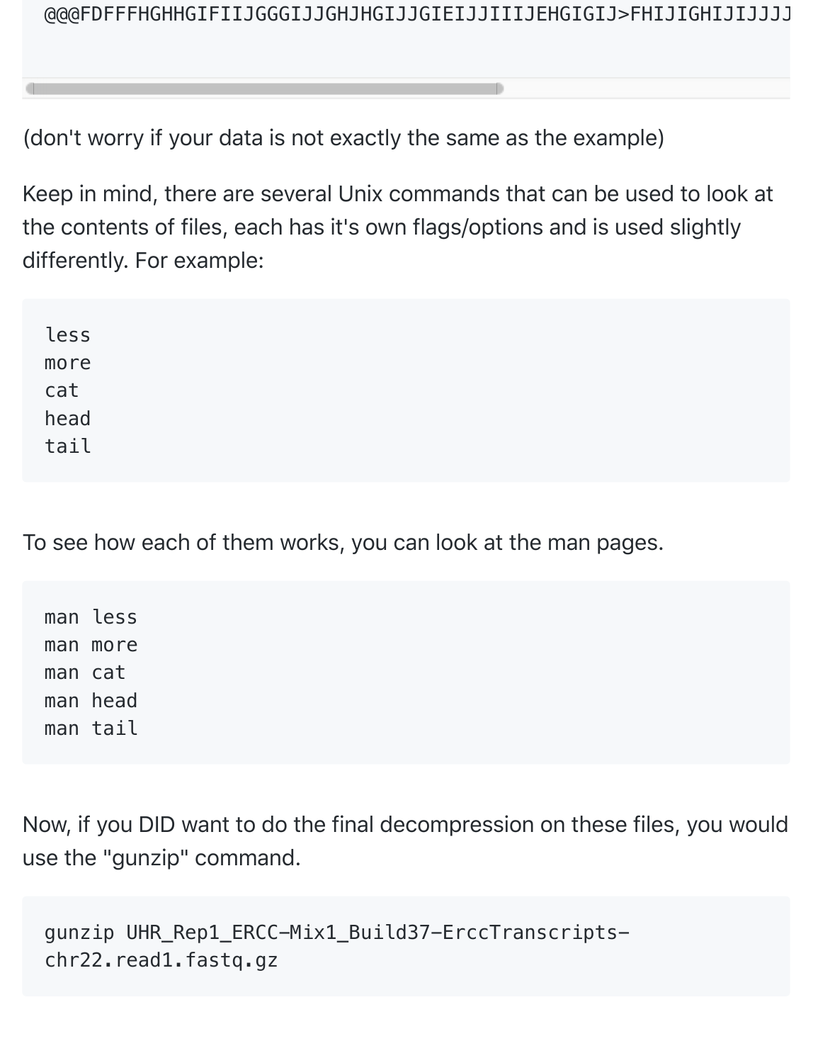```
@@@FDFFFHGHHGIFIIJGGGIJJGHJHGIJJGIEIJJIIIJEHGIGIJ>FHIJIGHIJIJJJJ
```

(don't worry if your data is not exactly the same as the example)

Keep in mind, there are several Unix commands that can be used to look at the contents of files, each has it's own flags/options and is used slightly differently. For example:

```
less
more
cat
head
tail
```

To see how each of them works, you can look at the man pages.

```
man less
man more
man cat
man head
man tail
```

Now, if you DID want to do the final decompression on these files, you would use the "gunzip" command.

```
gunzip UHR_Rep1_ERCC-Mix1_Build37-ErccTranscripts-chr22.read1.fastq.gz
```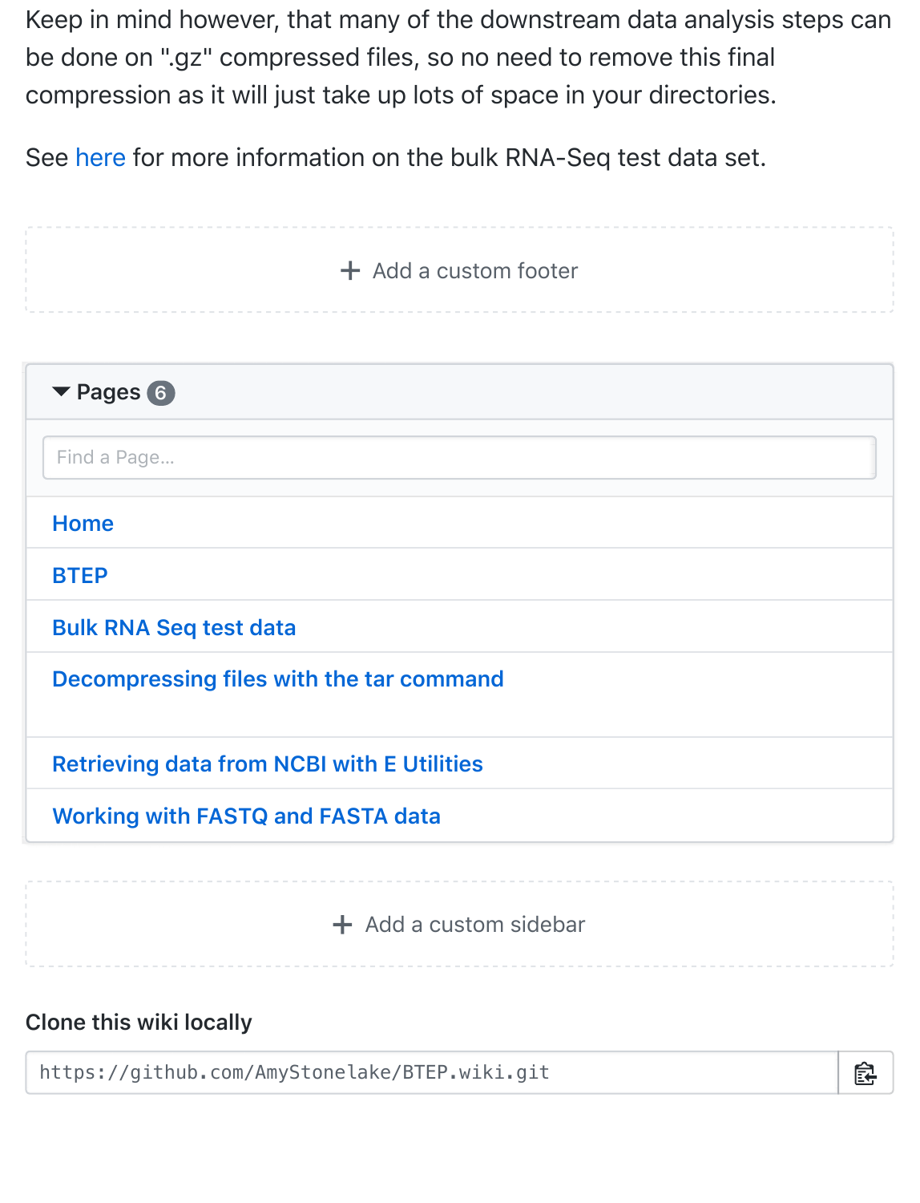Keep in mind however, that many of the downstream data analysis steps can be done on ".gz" compressed files, so no need to remove this final compression as it will just take up lots of space in your directories.

See here for more information on the bulk RNA-Seq test data set.

+ Add a custom footer

**Pages** 6

Find a Page...

- Home
- BTEP
- Bulk RNA Seq test data
- Decompressing files with the tar command
- Retrieving data from NCBI with E Utilities
- Working with FASTQ and FASTA data

+ Add a custom sidebar

**Clone this wiki locally**

```
https://github.com/AmyStonelake/BTEP.wiki.git
```